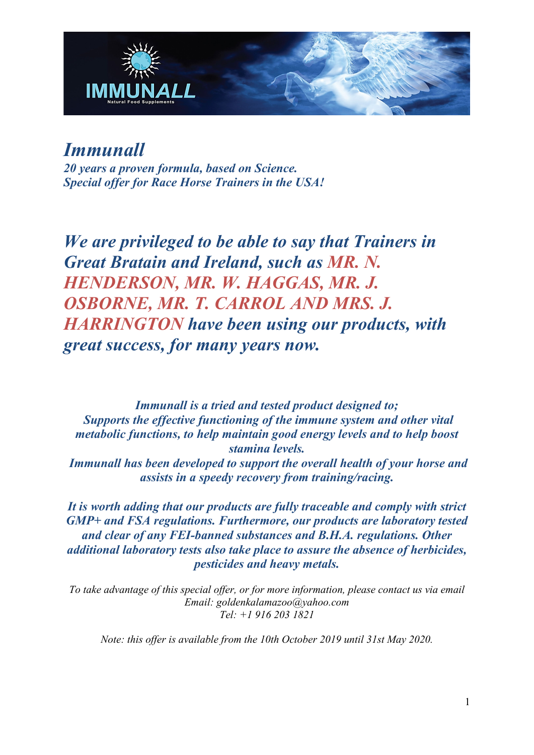# *Immunall*

***20 years a proven formula, based on Science.***
***Special offer for Race Horse Trainers in the USA!***

## *We are privileged to be able to say that Trainers in Great Bratain and Ireland, such as MR. N. HENDERSON, MR. W. HAGGAS, MR. J. OSBORNE, MR. T. CARROL AND MRS. J. HARRINGTON have been using our products, with great success, for many years now.*

***Immunall is a tried and tested product designed to;***
***Supports the effective functioning of the immune system and other vital metabolic functions, to help maintain good energy levels and to help boost stamina levels.***
***Immunall has been developed to support the overall health of your horse and assists in a speedy recovery from training/racing.***

***It is worth adding that our products are fully traceable and comply with strict GMP+ and FSA regulations. Furthermore, our products are laboratory tested and clear of any FEI-banned substances and B.H.A. regulations. Other additional laboratory tests also take place to assure the absence of herbicides, pesticides and heavy metals.***

*To take advantage of this special offer, or for more information, please contact us via email*
*Email: goldenkalamazoo@yahoo.com*
*Tel: +1 916 203 1821*

*Note: this offer is available from the 10th October 2019 until 31st May 2020.*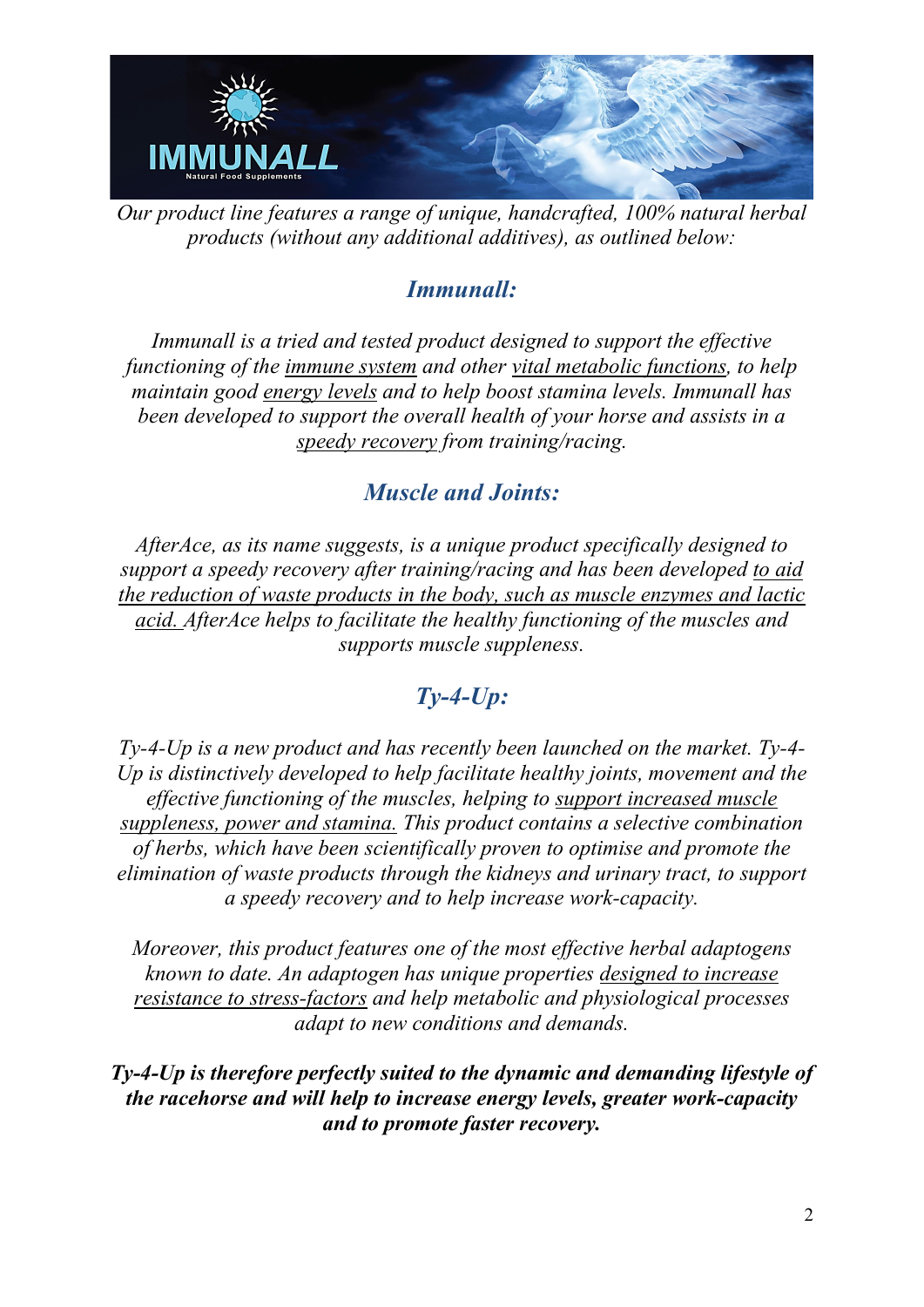*Our product line features a range of unique, handcrafted, 100% natural herbal products (without any additional additives), as outlined below:*

## *Immunall:*

*Immunall is a tried and tested product designed to support the effective functioning of the immune system and other vital metabolic functions, to help maintain good energy levels and to help boost stamina levels. Immunall has been developed to support the overall health of your horse and assists in a speedy recovery from training/racing.*

## *Muscle and Joints:*

*AfterAce, as its name suggests, is a unique product specifically designed to support a speedy recovery after training/racing and has been developed to aid the reduction of waste products in the body, such as muscle enzymes and lactic acid. AfterAce helps to facilitate the healthy functioning of the muscles and supports muscle suppleness.*

## *Ty-4-Up:*

*Ty-4-Up is a new product and has recently been launched on the market. Ty-4-Up is distinctively developed to help facilitate healthy joints, movement and the effective functioning of the muscles, helping to support increased muscle suppleness, power and stamina. This product contains a selective combination of herbs, which have been scientifically proven to optimise and promote the elimination of waste products through the kidneys and urinary tract, to support a speedy recovery and to help increase work-capacity.*

*Moreover, this product features one of the most effective herbal adaptogens known to date. An adaptogen has unique properties designed to increase resistance to stress-factors and help metabolic and physiological processes adapt to new conditions and demands.*

***Ty-4-Up is therefore perfectly suited to the dynamic and demanding lifestyle of the racehorse and will help to increase energy levels, greater work-capacity and to promote faster recovery.***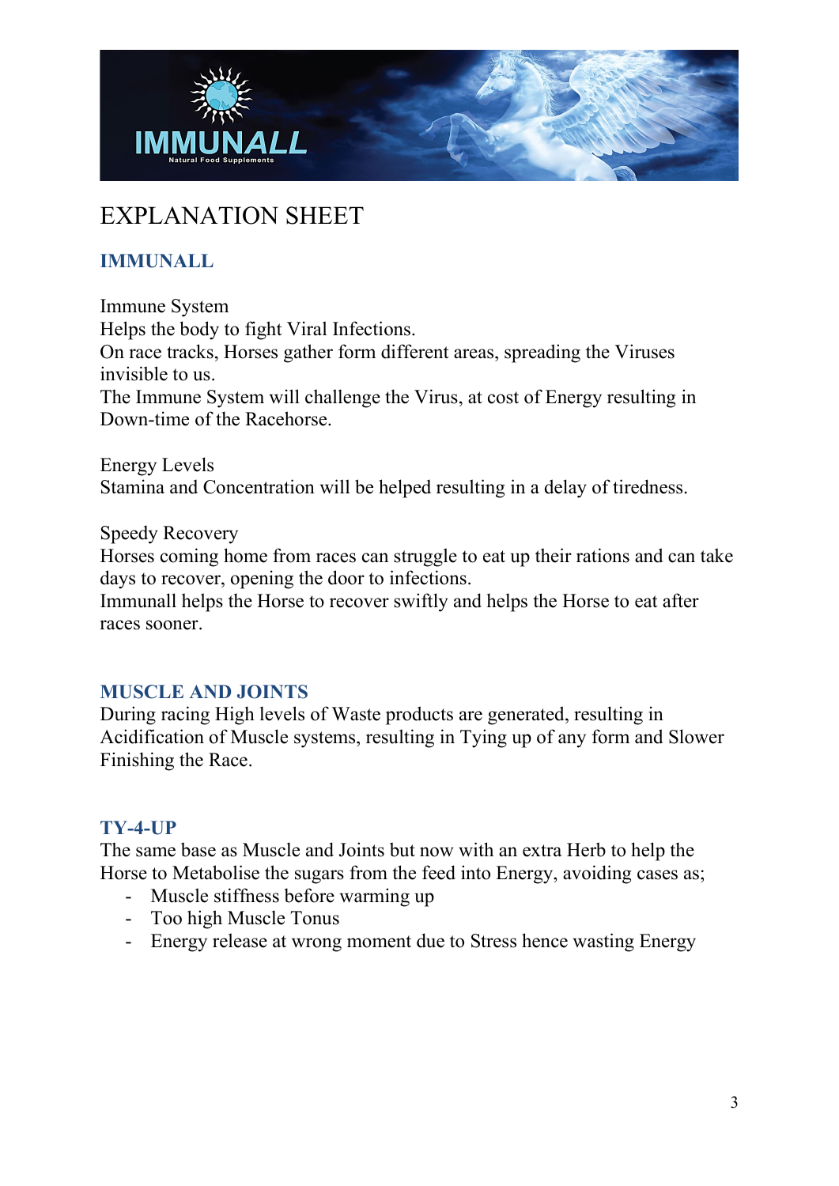# EXPLANATION SHEET

## IMMUNALL

Immune System
Helps the body to fight Viral Infections.
On race tracks, Horses gather form different areas, spreading the Viruses invisible to us.
The Immune System will challenge the Virus, at cost of Energy resulting in Down-time of the Racehorse.

Energy Levels
Stamina and Concentration will be helped resulting in a delay of tiredness.

Speedy Recovery
Horses coming home from races can struggle to eat up their rations and can take days to recover, opening the door to infections.
Immunall helps the Horse to recover swiftly and helps the Horse to eat after races sooner.

## MUSCLE AND JOINTS

During racing High levels of Waste products are generated, resulting in Acidification of Muscle systems, resulting in Tying up of any form and Slower Finishing the Race.

## TY-4-UP

The same base as Muscle and Joints but now with an extra Herb to help the Horse to Metabolise the sugars from the feed into Energy, avoiding cases as;

- Muscle stiffness before warming up
- Too high Muscle Tonus
- Energy release at wrong moment due to Stress hence wasting Energy